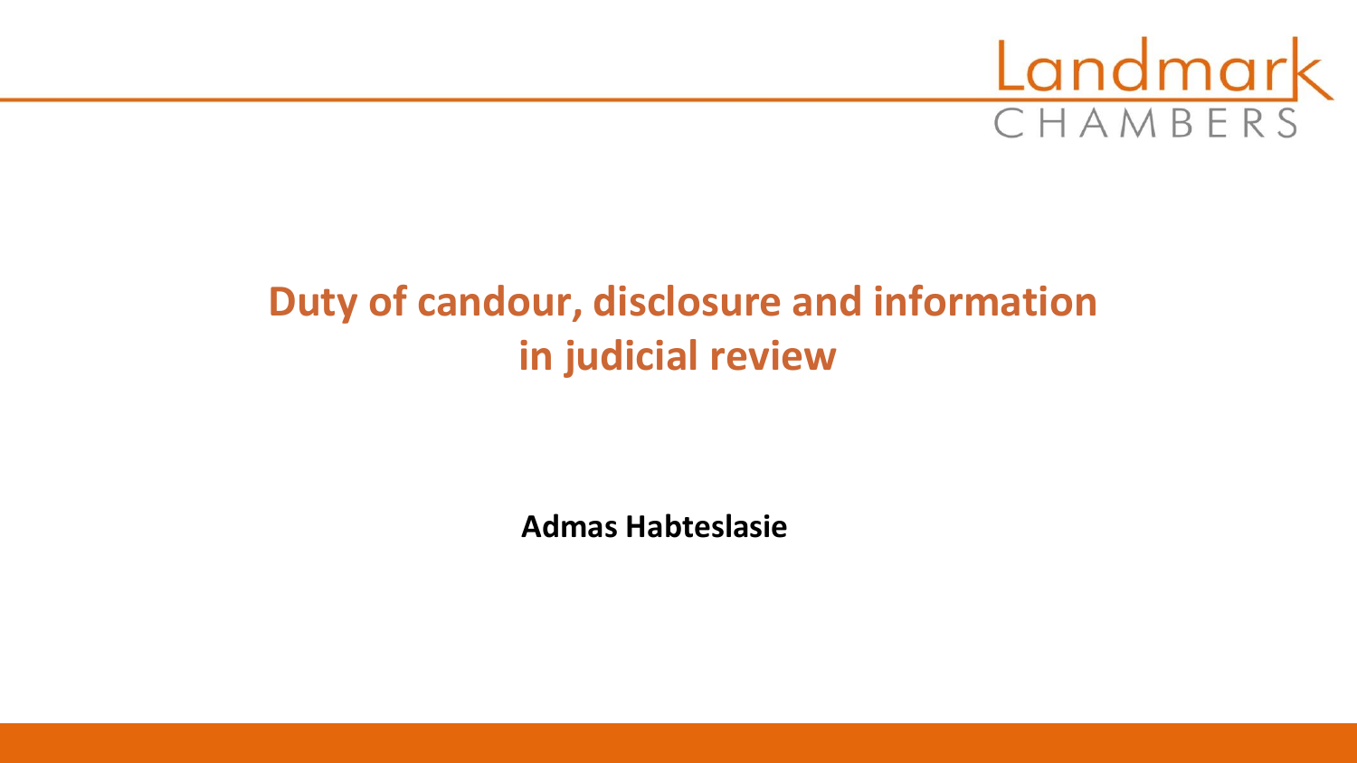Landmark CHAMBERS

# Duty of candour, disclosure and information in judicial review

**Admas Habteslasie**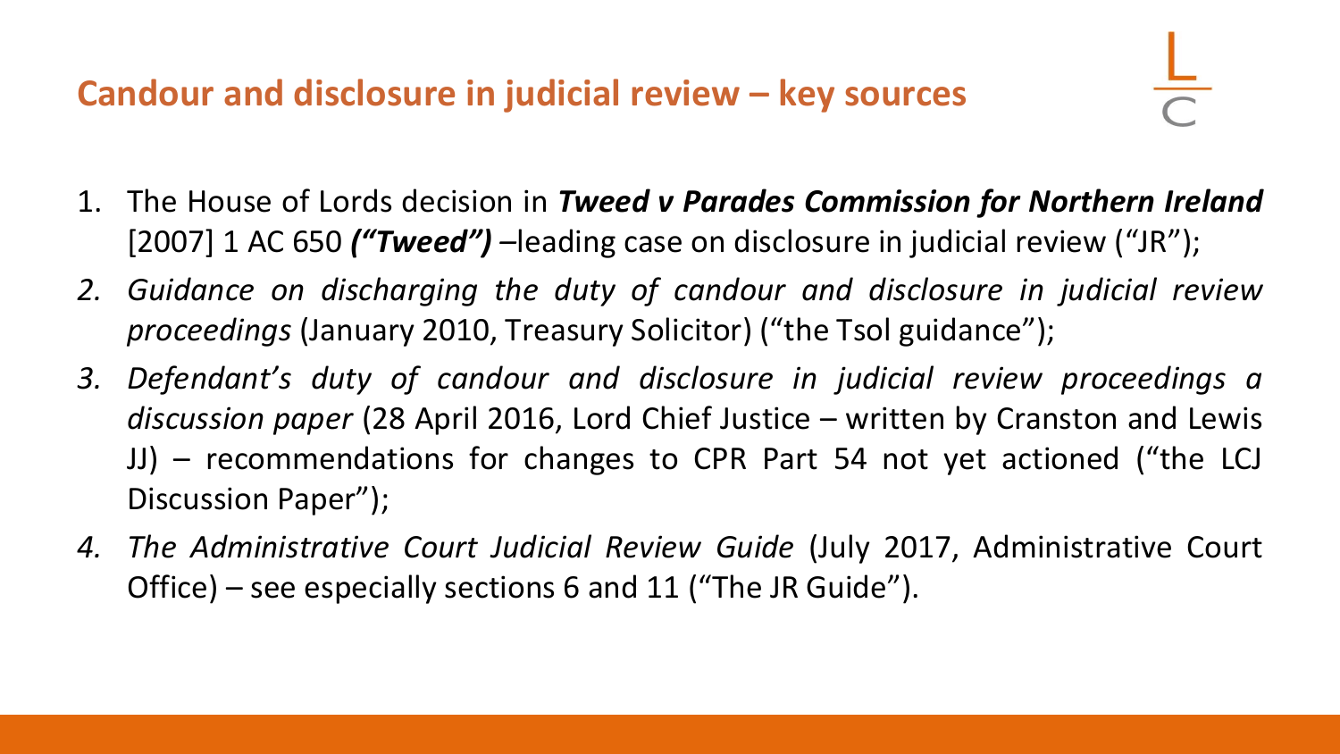## Candour and disclosure in judicial review – key sources

1. The House of Lords decision in ***Tweed v Parades Commission for Northern Ireland*** [2007] 1 AC 650 ***("Tweed")*** –leading case on disclosure in judicial review ("JR");
2. *Guidance on discharging the duty of candour and disclosure in judicial review proceedings* (January 2010, Treasury Solicitor) ("the Tsol guidance");
3. *Defendant's duty of candour and disclosure in judicial review proceedings a discussion paper* (28 April 2016, Lord Chief Justice – written by Cranston and Lewis JJ) – recommendations for changes to CPR Part 54 not yet actioned ("the LCJ Discussion Paper");
4. *The Administrative Court Judicial Review Guide* (July 2017, Administrative Court Office) – see especially sections 6 and 11 ("The JR Guide").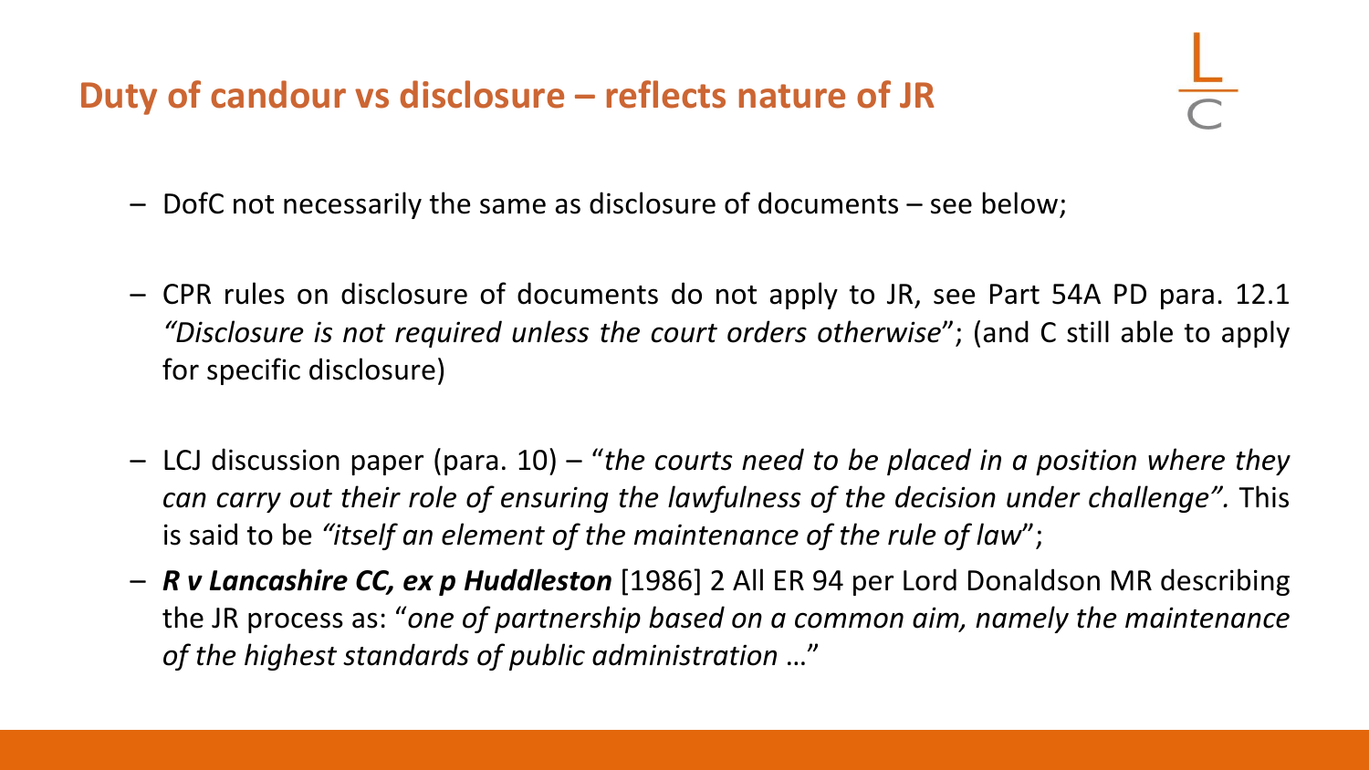## Duty of candour vs disclosure – reflects nature of JR

- DofC not necessarily the same as disclosure of documents – see below;
- CPR rules on disclosure of documents do not apply to JR, see Part 54A PD para. 12.1 *"Disclosure is not required unless the court orders otherwise*"; (and C still able to apply for specific disclosure)
- LCJ discussion paper (para. 10) – "*the courts need to be placed in a position where they can carry out their role of ensuring the lawfulness of the decision under challenge".* This is said to be *"itself an element of the maintenance of the rule of law*";
- ***R v Lancashire CC, ex p Huddleston*** [1986] 2 All ER 94 per Lord Donaldson MR describing the JR process as: "*one of partnership based on a common aim, namely the maintenance of the highest standards of public administration* …"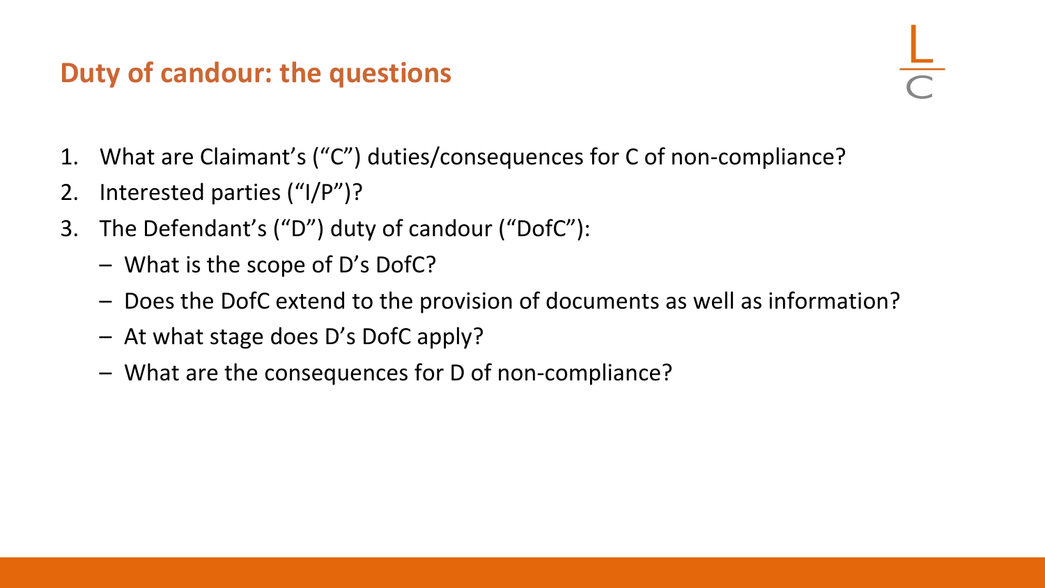## Duty of candour: the questions

1. What are Claimant's ("C") duties/consequences for C of non-compliance?
2. Interested parties ("I/P")?
3. The Defendant's ("D") duty of candour ("DofC"):
   - What is the scope of D's DofC?
   - Does the DofC extend to the provision of documents as well as information?
   - At what stage does D's DofC apply?
   - What are the consequences for D of non-compliance?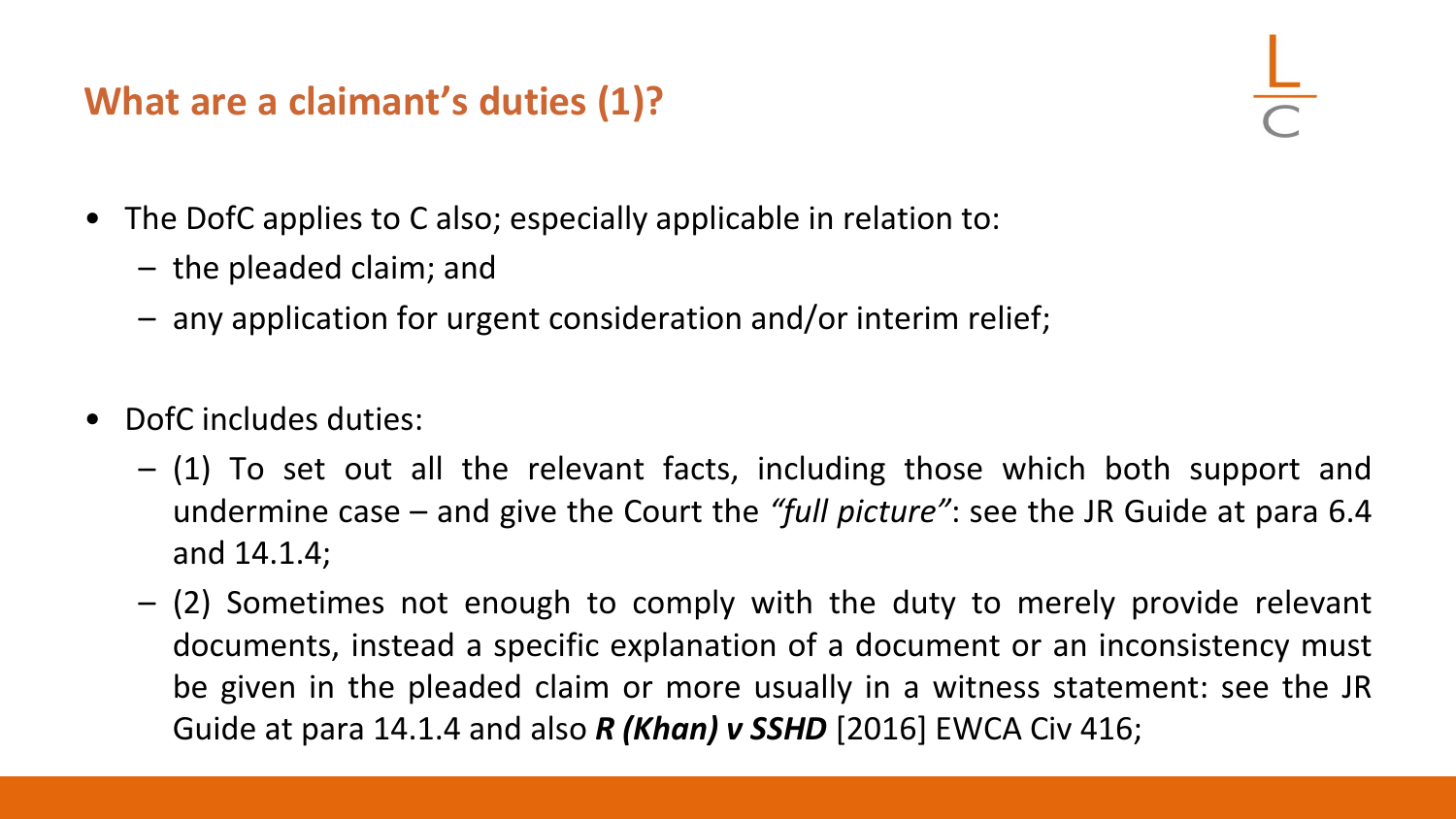## What are a claimant's duties (1)?

- The DofC applies to C also; especially applicable in relation to:
  - the pleaded claim; and
  - any application for urgent consideration and/or interim relief;

- DofC includes duties:
  - (1) To set out all the relevant facts, including those which both support and undermine case – and give the Court the *"full picture"*: see the JR Guide at para 6.4 and 14.1.4;
  - (2) Sometimes not enough to comply with the duty to merely provide relevant documents, instead a specific explanation of a document or an inconsistency must be given in the pleaded claim or more usually in a witness statement: see the JR Guide at para 14.1.4 and also ***R (Khan) v SSHD*** [2016] EWCA Civ 416;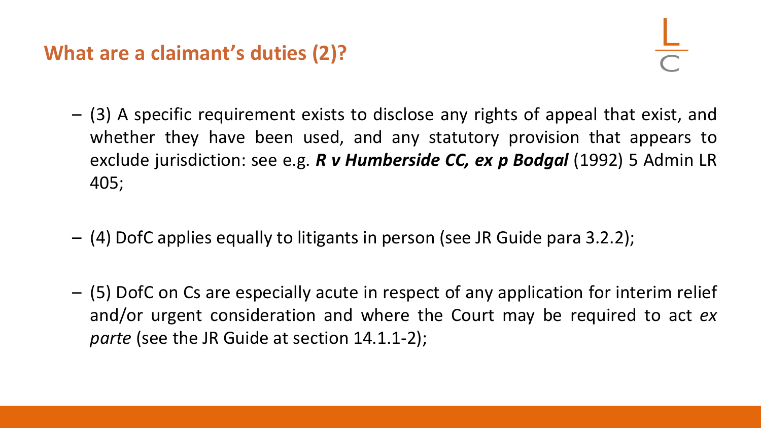## What are a claimant's duties (2)?

– (3) A specific requirement exists to disclose any rights of appeal that exist, and whether they have been used, and any statutory provision that appears to exclude jurisdiction: see e.g. ***R v Humberside CC, ex p Bodgal*** (1992) 5 Admin LR 405;

– (4) DofC applies equally to litigants in person (see JR Guide para 3.2.2);

– (5) DofC on Cs are especially acute in respect of any application for interim relief and/or urgent consideration and where the Court may be required to act *ex parte* (see the JR Guide at section 14.1.1-2);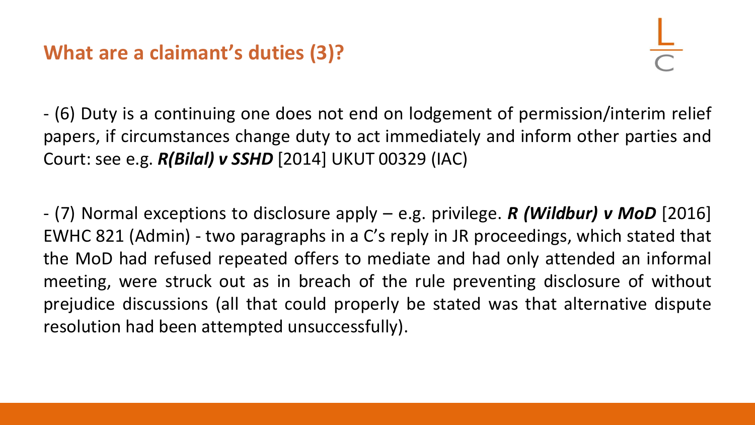## What are a claimant's duties (3)?

- (6) Duty is a continuing one does not end on lodgement of permission/interim relief papers, if circumstances change duty to act immediately and inform other parties and Court: see e.g. ***R(Bilal) v SSHD*** [2014] UKUT 00329 (IAC)

- (7) Normal exceptions to disclosure apply – e.g. privilege. ***R (Wildbur) v MoD*** [2016] EWHC 821 (Admin) - two paragraphs in a C's reply in JR proceedings, which stated that the MoD had refused repeated offers to mediate and had only attended an informal meeting, were struck out as in breach of the rule preventing disclosure of without prejudice discussions (all that could properly be stated was that alternative dispute resolution had been attempted unsuccessfully).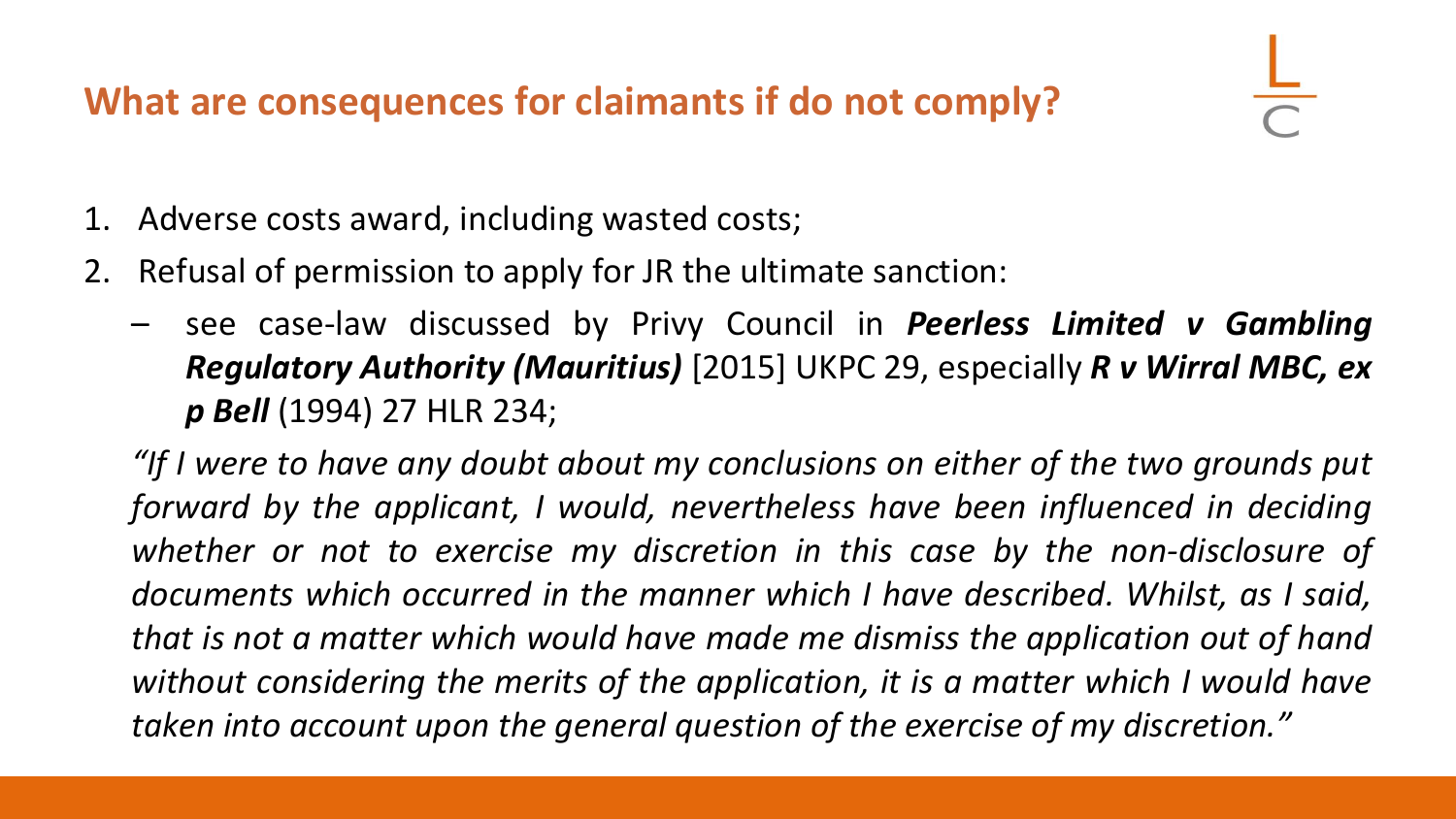## What are consequences for claimants if do not comply?

1. Adverse costs award, including wasted costs;
2. Refusal of permission to apply for JR the ultimate sanction:
   - see case-law discussed by Privy Council in ***Peerless Limited v Gambling Regulatory Authority (Mauritius)*** [2015] UKPC 29, especially ***R v Wirral MBC, ex p Bell*** (1994) 27 HLR 234;

*"If I were to have any doubt about my conclusions on either of the two grounds put forward by the applicant, I would, nevertheless have been influenced in deciding whether or not to exercise my discretion in this case by the non-disclosure of documents which occurred in the manner which I have described. Whilst, as I said, that is not a matter which would have made me dismiss the application out of hand without considering the merits of the application, it is a matter which I would have taken into account upon the general question of the exercise of my discretion."*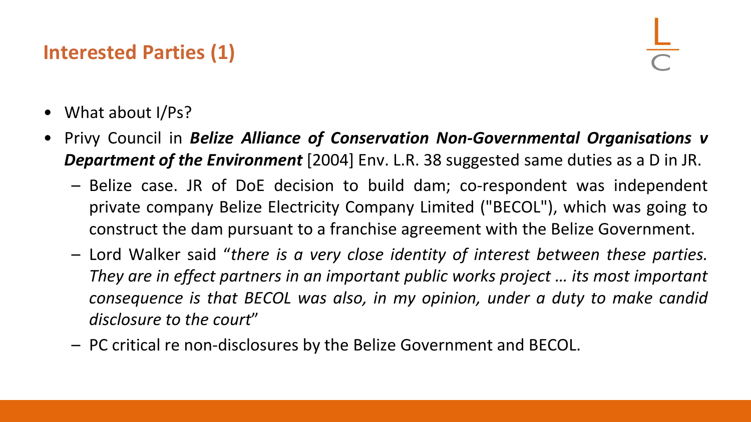## Interested Parties (1)

- What about I/Ps?
- Privy Council in ***Belize Alliance of Conservation Non-Governmental Organisations v Department of the Environment*** [2004] Env. L.R. 38 suggested same duties as a D in JR.
  - Belize case. JR of DoE decision to build dam; co-respondent was independent private company Belize Electricity Company Limited ("BECOL"), which was going to construct the dam pursuant to a franchise agreement with the Belize Government.
  - Lord Walker said "*there is a very close identity of interest between these parties. They are in effect partners in an important public works project … its most important consequence is that BECOL was also, in my opinion, under a duty to make candid disclosure to the court*"
  - PC critical re non-disclosures by the Belize Government and BECOL.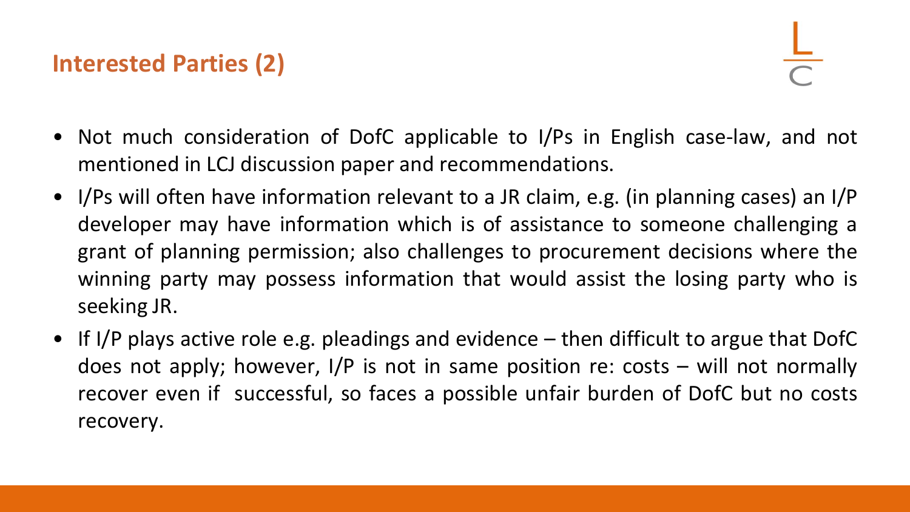## Interested Parties (2)

- Not much consideration of DofC applicable to I/Ps in English case-law, and not mentioned in LCJ discussion paper and recommendations.
- I/Ps will often have information relevant to a JR claim, e.g. (in planning cases) an I/P developer may have information which is of assistance to someone challenging a grant of planning permission; also challenges to procurement decisions where the winning party may possess information that would assist the losing party who is seeking JR.
- If I/P plays active role e.g. pleadings and evidence – then difficult to argue that DofC does not apply; however, I/P is not in same position re: costs – will not normally recover even if successful, so faces a possible unfair burden of DofC but no costs recovery.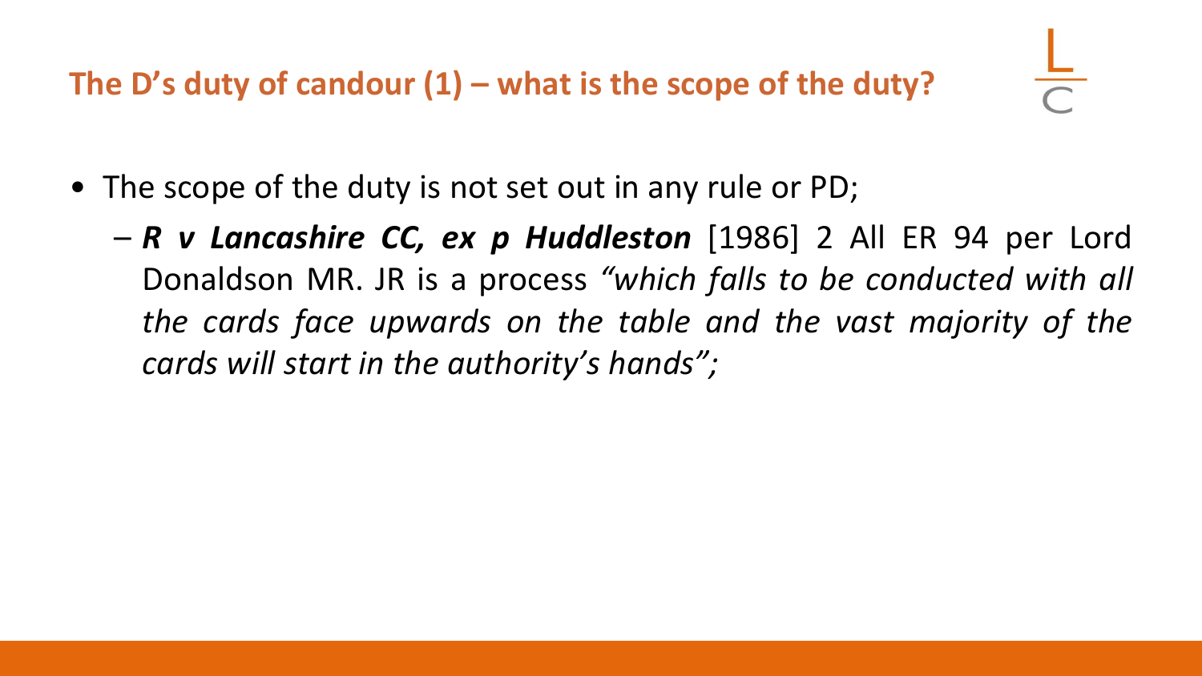## The D's duty of candour (1) – what is the scope of the duty?

- The scope of the duty is not set out in any rule or PD;
  - ***R v Lancashire CC, ex p Huddleston*** [1986] 2 All ER 94 per Lord Donaldson MR. JR is a process *"which falls to be conducted with all the cards face upwards on the table and the vast majority of the cards will start in the authority's hands";*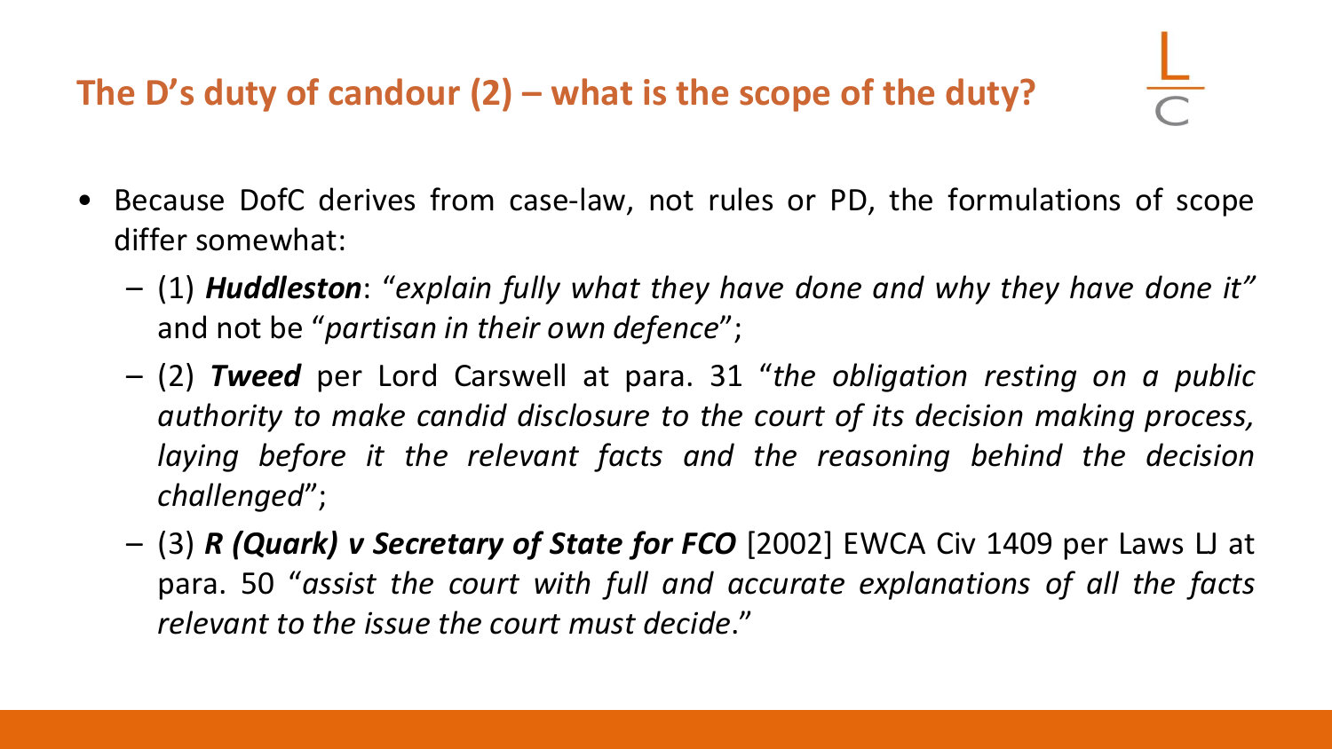## The D's duty of candour (2) – what is the scope of the duty?

- Because DofC derives from case-law, not rules or PD, the formulations of scope differ somewhat:
  - (1) ***Huddleston***: "*explain fully what they have done and why they have done it"* and not be "*partisan in their own defence*";
  - (2) ***Tweed*** per Lord Carswell at para. 31 "*the obligation resting on a public authority to make candid disclosure to the court of its decision making process, laying before it the relevant facts and the reasoning behind the decision challenged*";
  - (3) ***R (Quark) v Secretary of State for FCO*** [2002] EWCA Civ 1409 per Laws LJ at para. 50 "*assist the court with full and accurate explanations of all the facts relevant to the issue the court must decide*."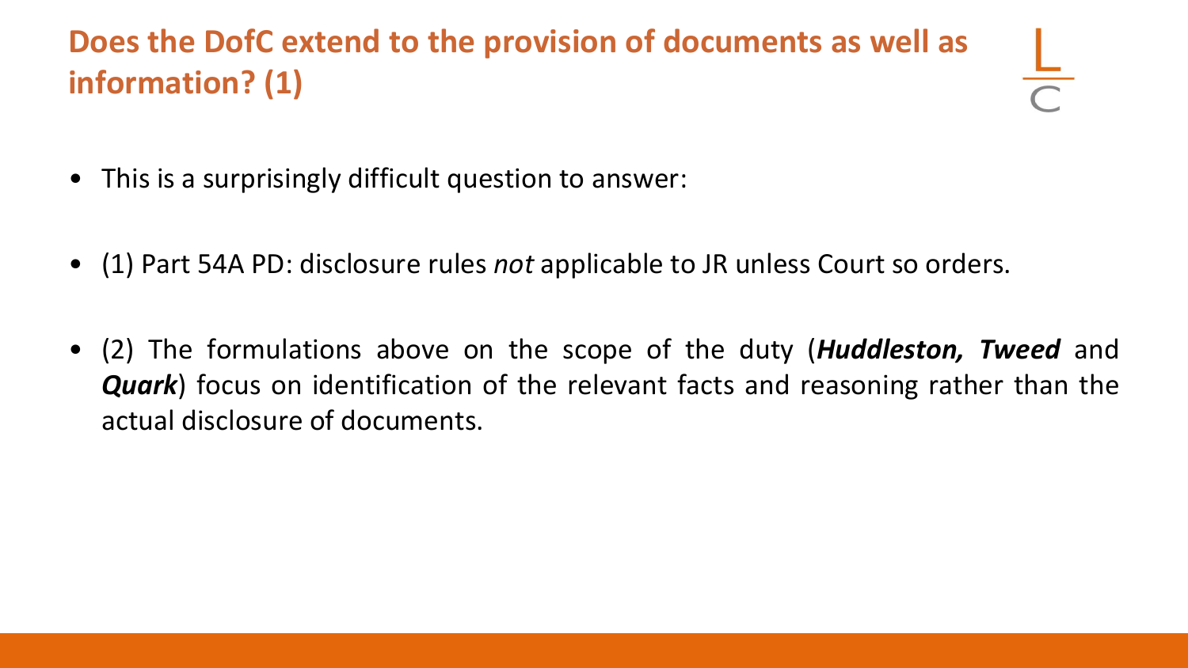## Does the DofC extend to the provision of documents as well as information? (1)

- This is a surprisingly difficult question to answer:
- (1) Part 54A PD: disclosure rules *not* applicable to JR unless Court so orders.
- (2) The formulations above on the scope of the duty (***Huddleston, Tweed*** and ***Quark***) focus on identification of the relevant facts and reasoning rather than the actual disclosure of documents.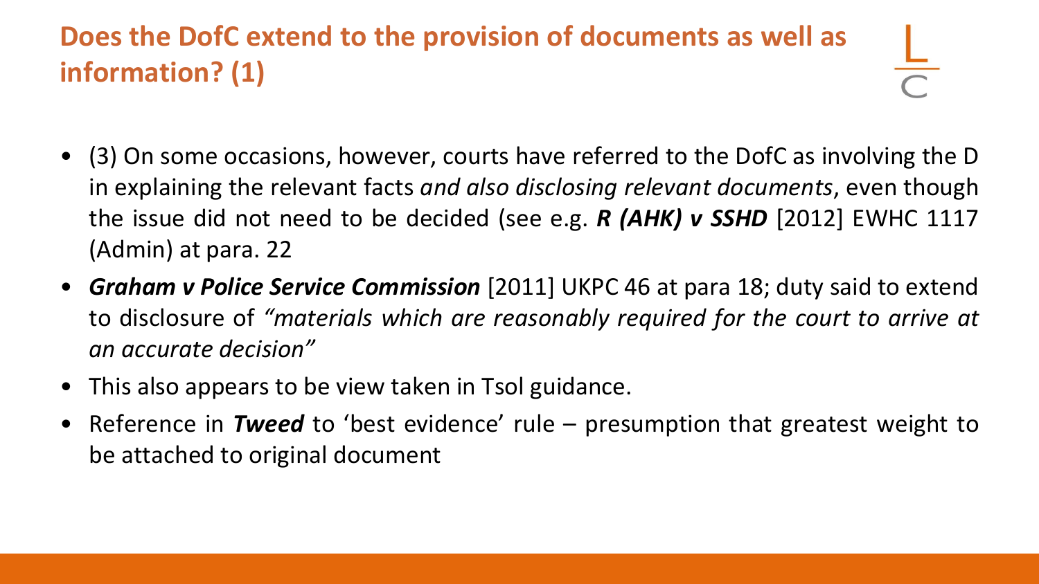## Does the DofC extend to the provision of documents as well as information? (1)

- (3) On some occasions, however, courts have referred to the DofC as involving the D in explaining the relevant facts *and also disclosing relevant documents*, even though the issue did not need to be decided (see e.g. ***R (AHK) v SSHD*** [2012] EWHC 1117 (Admin) at para. 22
- ***Graham v Police Service Commission*** [2011] UKPC 46 at para 18; duty said to extend to disclosure of *"materials which are reasonably required for the court to arrive at an accurate decision"*
- This also appears to be view taken in Tsol guidance.
- Reference in ***Tweed*** to 'best evidence' rule – presumption that greatest weight to be attached to original document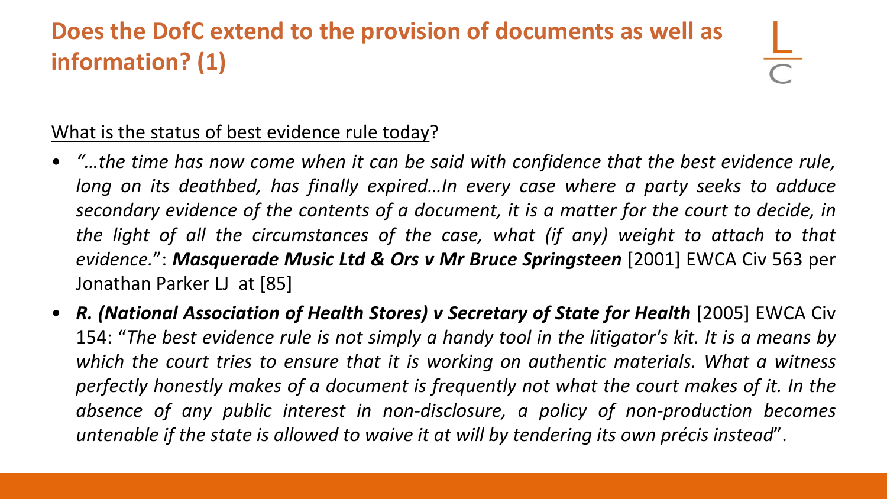## Does the DofC extend to the provision of documents as well as information? (1)

What is the status of best evidence rule today?

- *"…the time has now come when it can be said with confidence that the best evidence rule, long on its deathbed, has finally expired…In every case where a party seeks to adduce secondary evidence of the contents of a document, it is a matter for the court to decide, in the light of all the circumstances of the case, what (if any) weight to attach to that evidence."*: ***Masquerade Music Ltd & Ors v Mr Bruce Springsteen*** [2001] EWCA Civ 563 per Jonathan Parker LJ at [85]
- ***R. (National Association of Health Stores) v Secretary of State for Health*** [2005] EWCA Civ 154: "*The best evidence rule is not simply a handy tool in the litigator's kit. It is a means by which the court tries to ensure that it is working on authentic materials. What a witness perfectly honestly makes of a document is frequently not what the court makes of it. In the absence of any public interest in non-disclosure, a policy of non-production becomes untenable if the state is allowed to waive it at will by tendering its own précis instead*".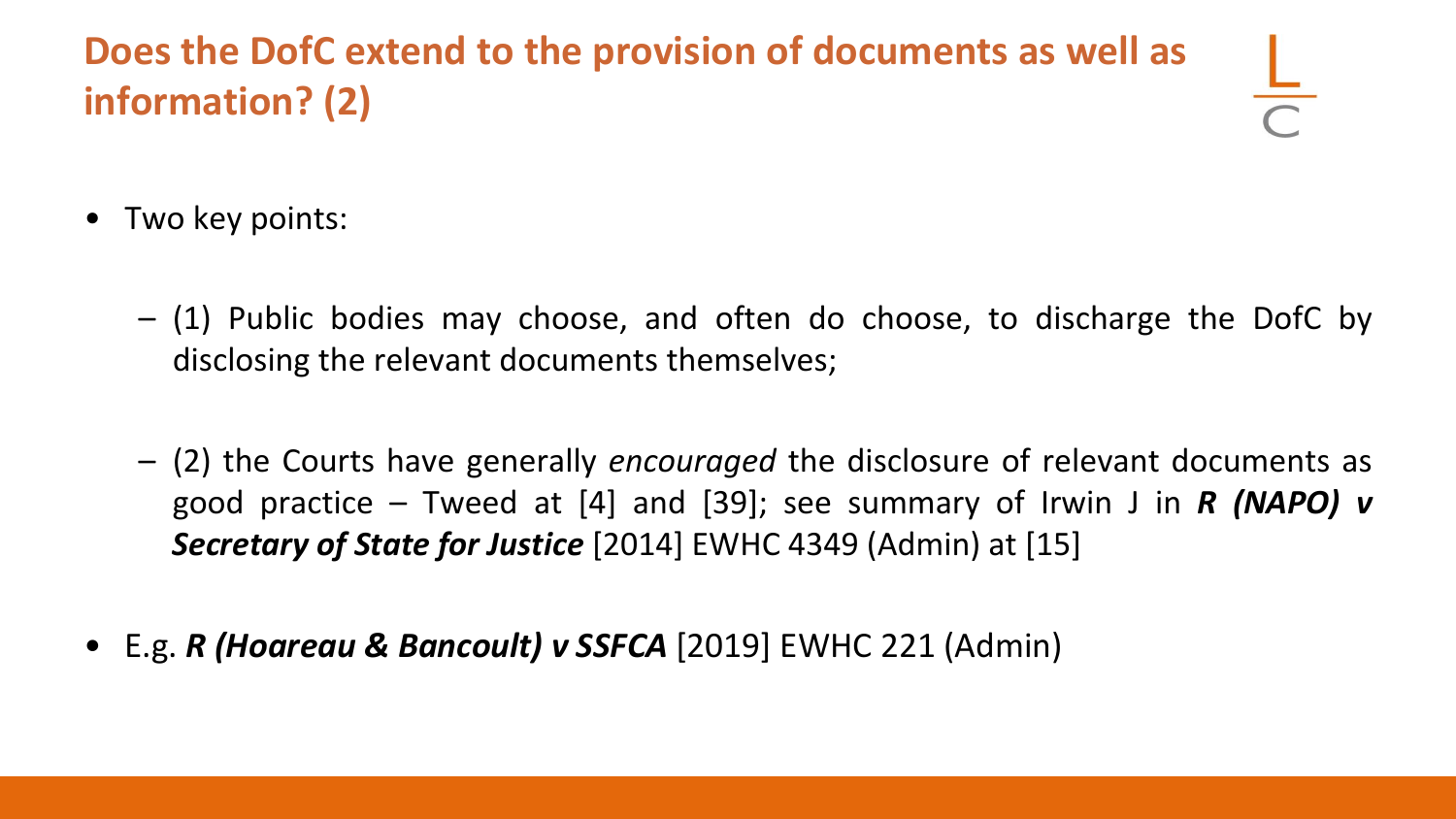## Does the DofC extend to the provision of documents as well as information? (2)

- Two key points:
  - (1) Public bodies may choose, and often do choose, to discharge the DofC by disclosing the relevant documents themselves;
  - (2) the Courts have generally *encouraged* the disclosure of relevant documents as good practice – Tweed at [4] and [39]; see summary of Irwin J in ***R (NAPO) v Secretary of State for Justice*** [2014] EWHC 4349 (Admin) at [15]
- E.g. ***R (Hoareau & Bancoult) v SSFCA*** [2019] EWHC 221 (Admin)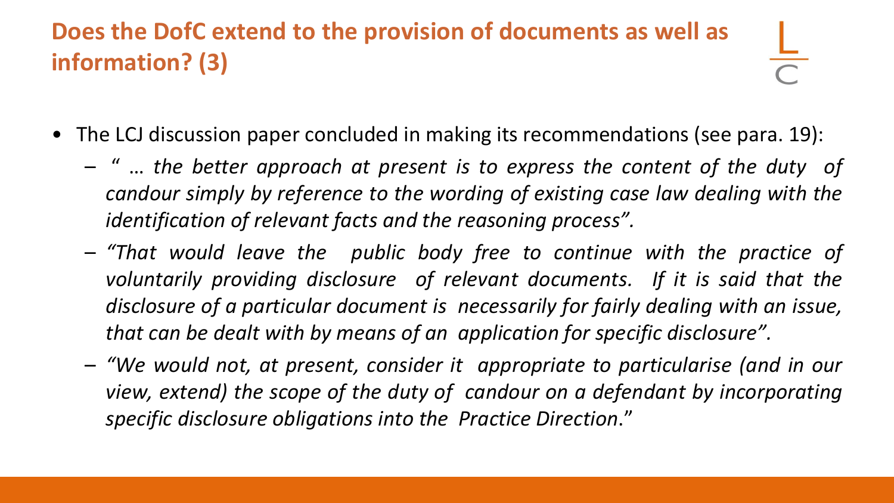## Does the DofC extend to the provision of documents as well as information? (3)

- The LCJ discussion paper concluded in making its recommendations (see para. 19):
  - *" … the better approach at present is to express the content of the duty of candour simply by reference to the wording of existing case law dealing with the identification of relevant facts and the reasoning process".*
  - *"That would leave the public body free to continue with the practice of voluntarily providing disclosure of relevant documents. If it is said that the disclosure of a particular document is necessarily for fairly dealing with an issue, that can be dealt with by means of an application for specific disclosure".*
  - *"We would not, at present, consider it appropriate to particularise (and in our view, extend) the scope of the duty of candour on a defendant by incorporating specific disclosure obligations into the Practice Direction*."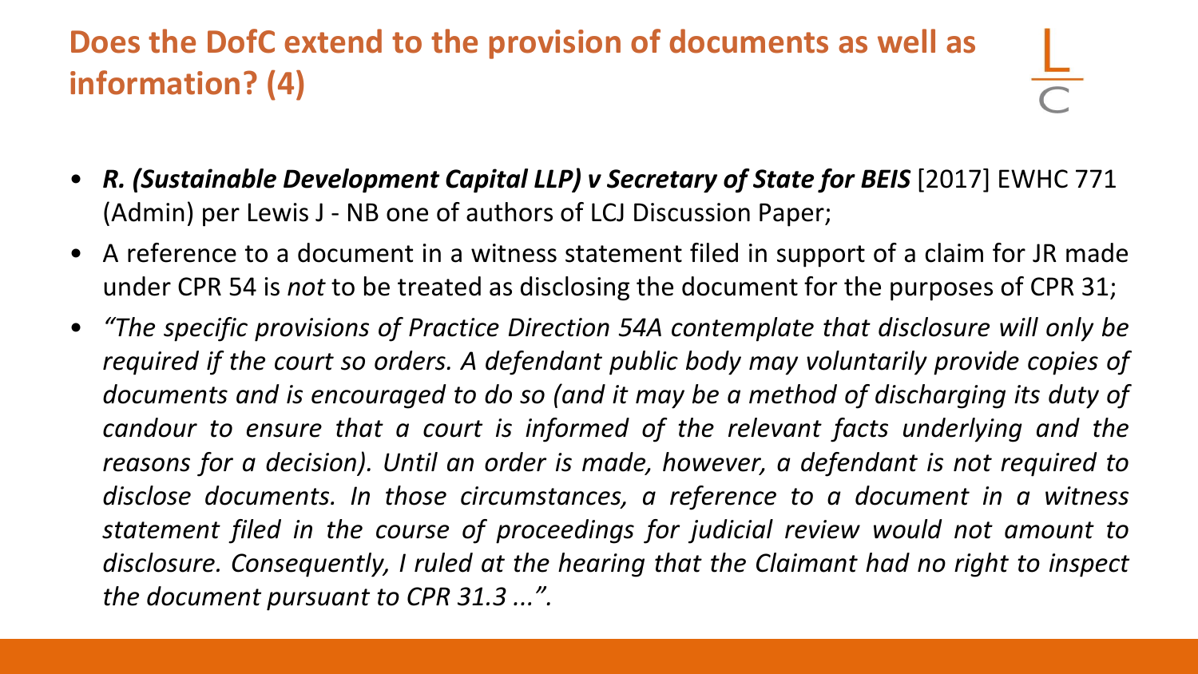## Does the DofC extend to the provision of documents as well as information? (4)

- ***R. (Sustainable Development Capital LLP) v Secretary of State for BEIS*** [2017] EWHC 771 (Admin) per Lewis J - NB one of authors of LCJ Discussion Paper;
- A reference to a document in a witness statement filed in support of a claim for JR made under CPR 54 is *not* to be treated as disclosing the document for the purposes of CPR 31;
- *"The specific provisions of Practice Direction 54A contemplate that disclosure will only be required if the court so orders. A defendant public body may voluntarily provide copies of documents and is encouraged to do so (and it may be a method of discharging its duty of candour to ensure that a court is informed of the relevant facts underlying and the reasons for a decision). Until an order is made, however, a defendant is not required to disclose documents. In those circumstances, a reference to a document in a witness statement filed in the course of proceedings for judicial review would not amount to disclosure. Consequently, I ruled at the hearing that the Claimant had no right to inspect the document pursuant to CPR 31.3 ...".*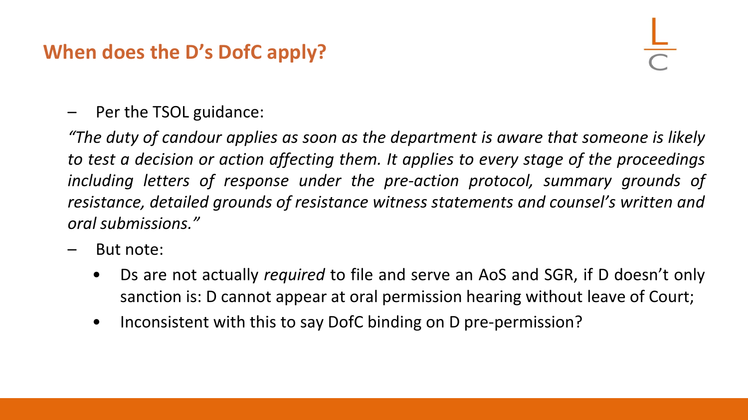## When does the D's DofC apply?

- Per the TSOL guidance:

*"The duty of candour applies as soon as the department is aware that someone is likely to test a decision or action affecting them. It applies to every stage of the proceedings including letters of response under the pre-action protocol, summary grounds of resistance, detailed grounds of resistance witness statements and counsel's written and oral submissions."*

- But note:
  - Ds are not actually *required* to file and serve an AoS and SGR, if D doesn't only sanction is: D cannot appear at oral permission hearing without leave of Court;
  - Inconsistent with this to say DofC binding on D pre-permission?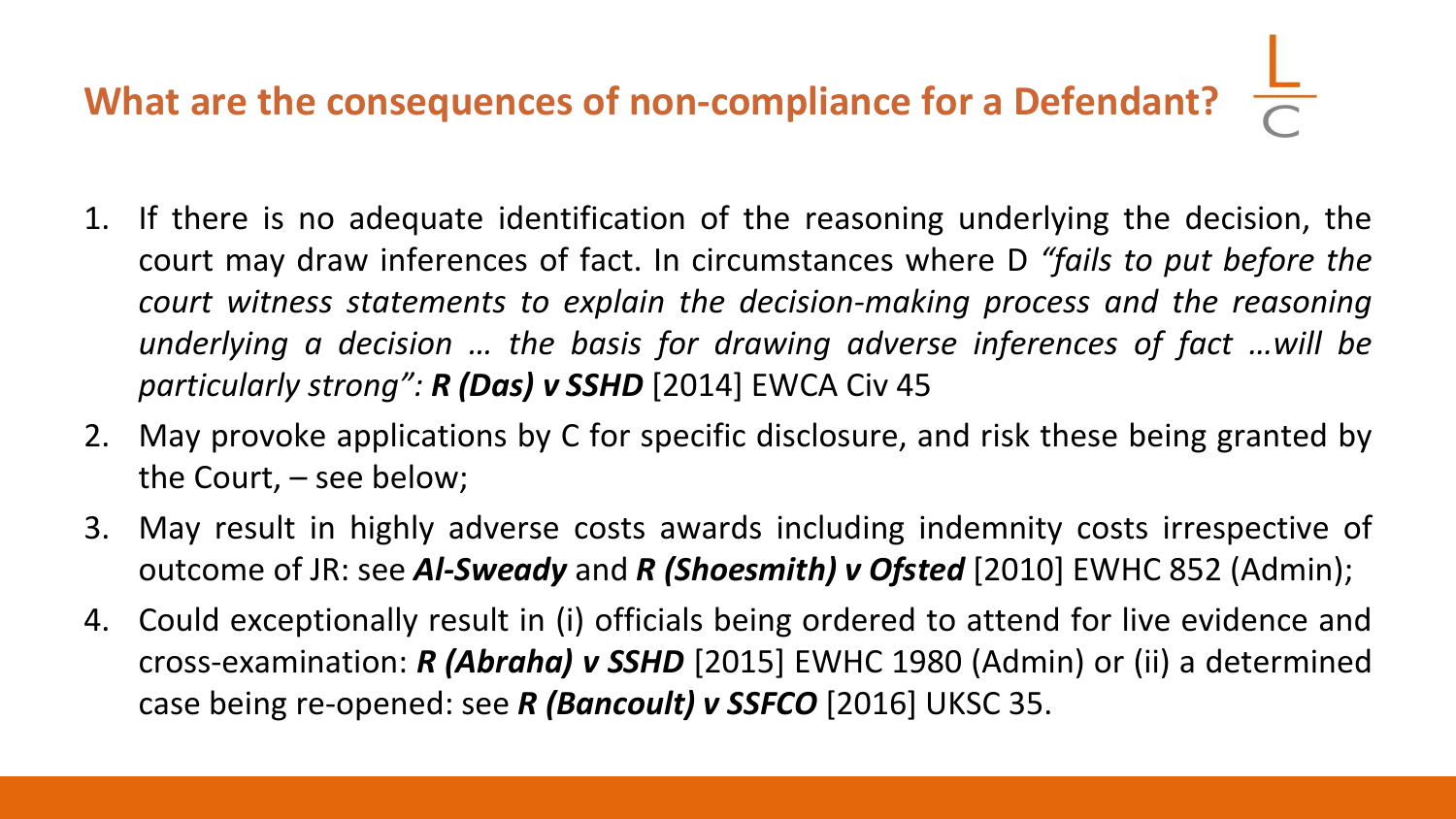## What are the consequences of non-compliance for a Defendant?

1. If there is no adequate identification of the reasoning underlying the decision, the court may draw inferences of fact. In circumstances where D *"fails to put before the court witness statements to explain the decision-making process and the reasoning underlying a decision … the basis for drawing adverse inferences of fact …will be particularly strong": **R (Das) v SSHD*** [2014] EWCA Civ 45
2. May provoke applications by C for specific disclosure, and risk these being granted by the Court, – see below;
3. May result in highly adverse costs awards including indemnity costs irrespective of outcome of JR: see ***Al-Sweady*** and ***R (Shoesmith) v Ofsted*** [2010] EWHC 852 (Admin);
4. Could exceptionally result in (i) officials being ordered to attend for live evidence and cross-examination: ***R (Abraha) v SSHD*** [2015] EWHC 1980 (Admin) or (ii) a determined case being re-opened: see ***R (Bancoult) v SSFCO*** [2016] UKSC 35.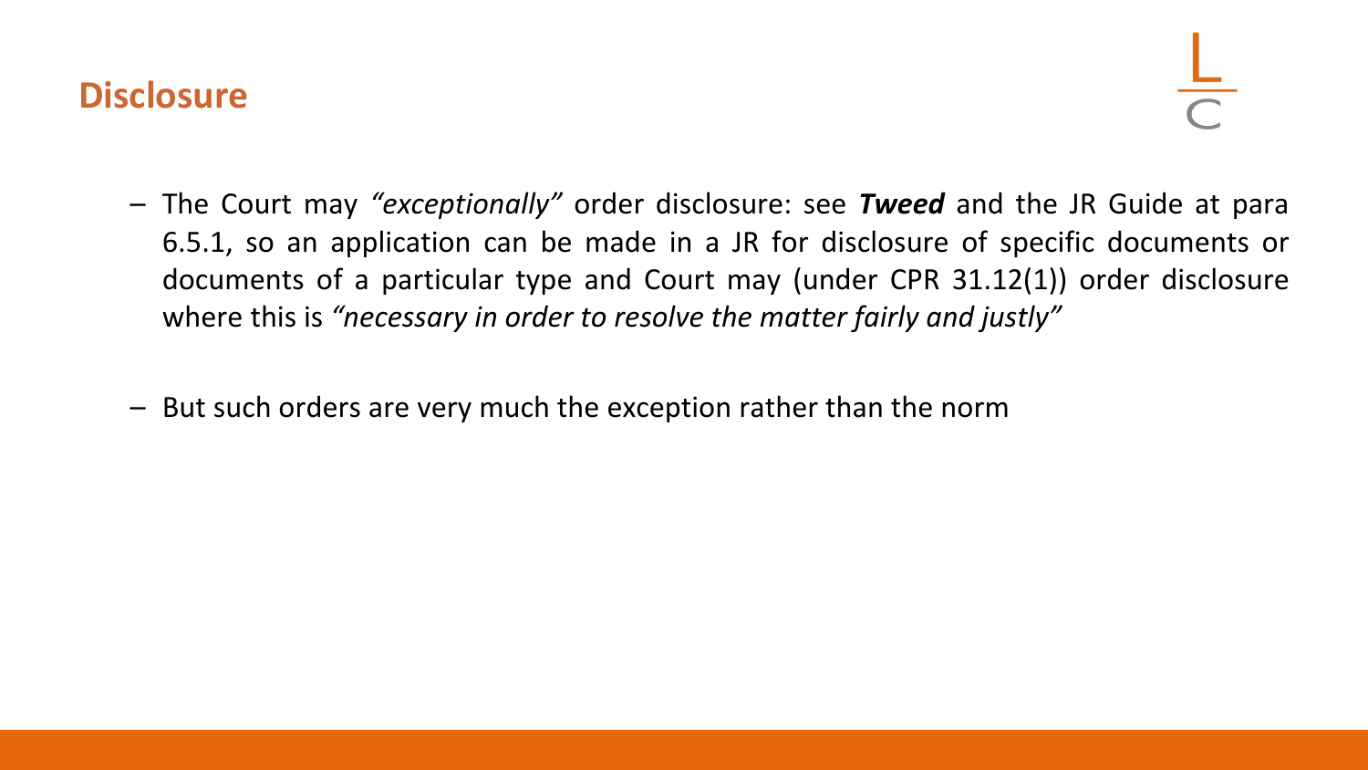## Disclosure

- The Court may *"exceptionally"* order disclosure: see ***Tweed*** and the JR Guide at para 6.5.1, so an application can be made in a JR for disclosure of specific documents or documents of a particular type and Court may (under CPR 31.12(1)) order disclosure where this is *"necessary in order to resolve the matter fairly and justly"*

- But such orders are very much the exception rather than the norm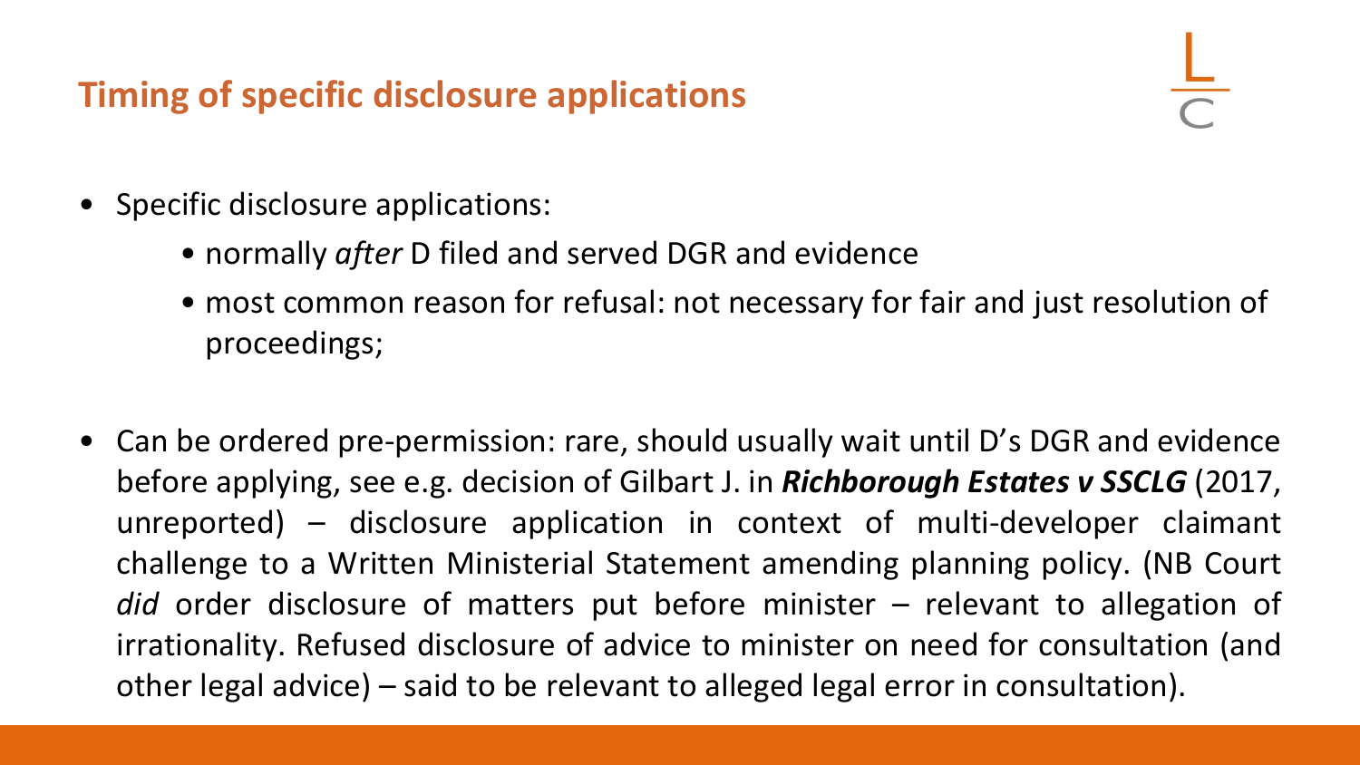## Timing of specific disclosure applications

- Specific disclosure applications:
  - normally *after* D filed and served DGR and evidence
  - most common reason for refusal: not necessary for fair and just resolution of proceedings;

- Can be ordered pre-permission: rare, should usually wait until D's DGR and evidence before applying, see e.g. decision of Gilbart J. in ***Richborough Estates v SSCLG*** (2017, unreported) – disclosure application in context of multi-developer claimant challenge to a Written Ministerial Statement amending planning policy. (NB Court *did* order disclosure of matters put before minister – relevant to allegation of irrationality. Refused disclosure of advice to minister on need for consultation (and other legal advice) – said to be relevant to alleged legal error in consultation).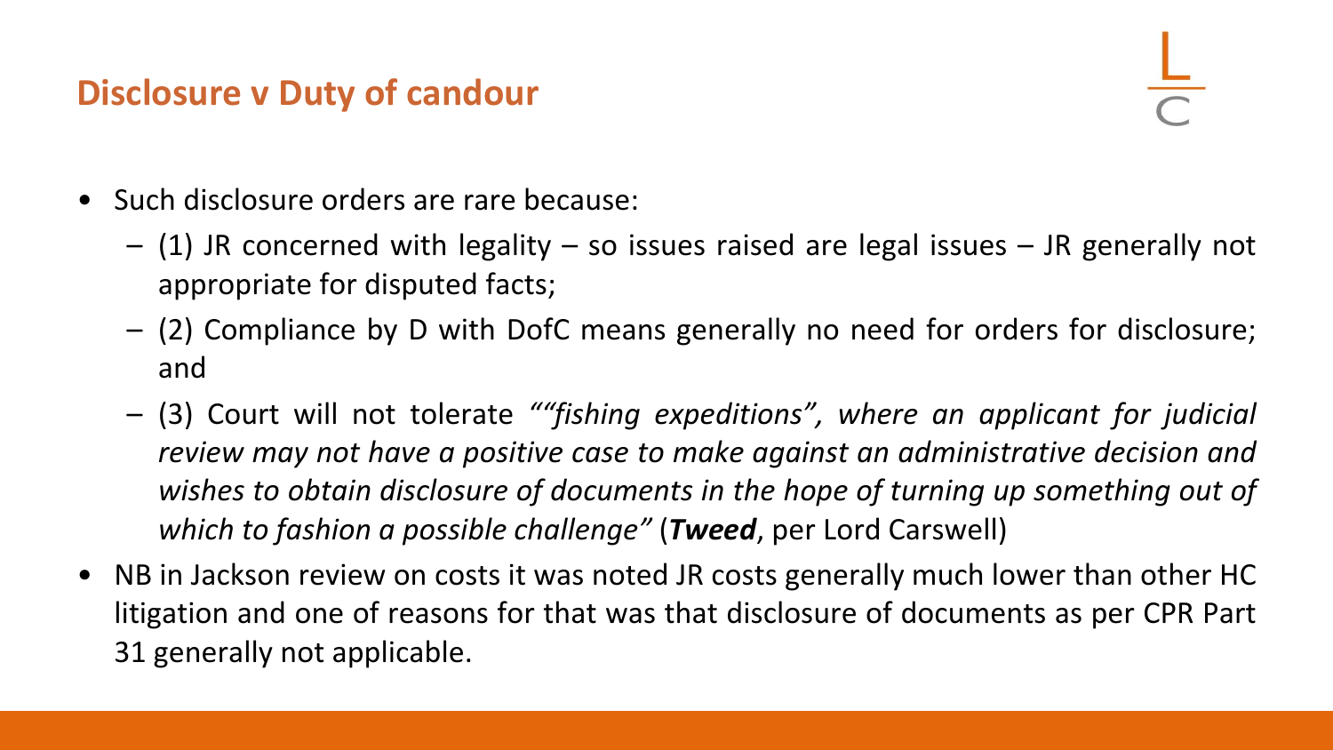## Disclosure v Duty of candour

- Such disclosure orders are rare because:
  - (1) JR concerned with legality – so issues raised are legal issues – JR generally not appropriate for disputed facts;
  - (2) Compliance by D with DofC means generally no need for orders for disclosure; and
  - (3) Court will not tolerate *""fishing expeditions", where an applicant for judicial review may not have a positive case to make against an administrative decision and wishes to obtain disclosure of documents in the hope of turning up something out of which to fashion a possible challenge"* (***Tweed***, per Lord Carswell)
- NB in Jackson review on costs it was noted JR costs generally much lower than other HC litigation and one of reasons for that was that disclosure of documents as per CPR Part 31 generally not applicable.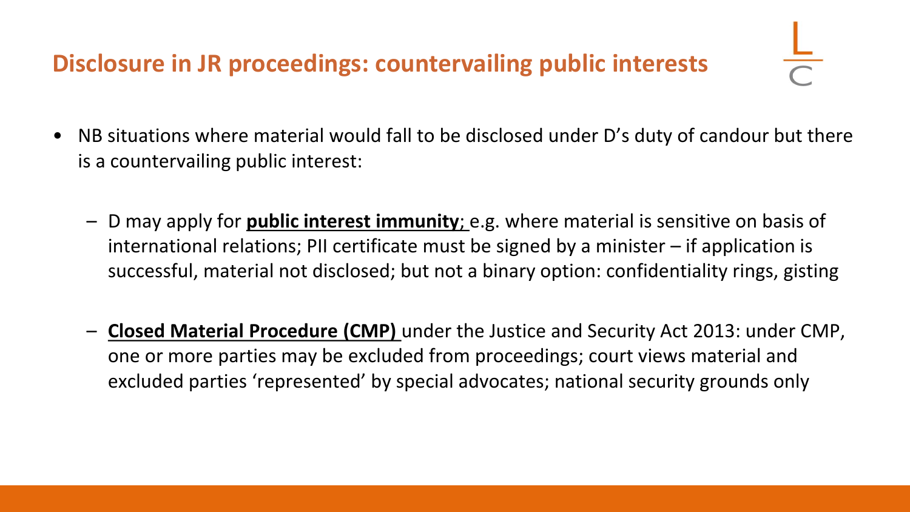## Disclosure in JR proceedings: countervailing public interests

- NB situations where material would fall to be disclosed under D's duty of candour but there is a countervailing public interest:
  - D may apply for **public interest immunity**; e.g. where material is sensitive on basis of international relations; PII certificate must be signed by a minister – if application is successful, material not disclosed; but not a binary option: confidentiality rings, gisting
  - **Closed Material Procedure (CMP)** under the Justice and Security Act 2013: under CMP, one or more parties may be excluded from proceedings; court views material and excluded parties 'represented' by special advocates; national security grounds only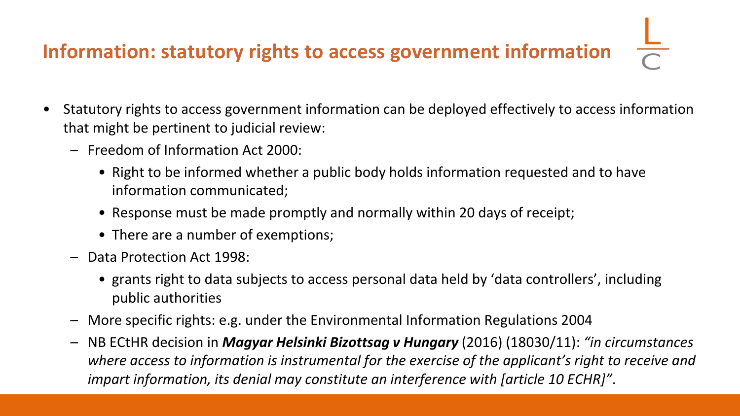## Information: statutory rights to access government information

- Statutory rights to access government information can be deployed effectively to access information that might be pertinent to judicial review:
  - Freedom of Information Act 2000:
    - Right to be informed whether a public body holds information requested and to have information communicated;
    - Response must be made promptly and normally within 20 days of receipt;
    - There are a number of exemptions;
  - Data Protection Act 1998:
    - grants right to data subjects to access personal data held by 'data controllers', including public authorities
  - More specific rights: e.g. under the Environmental Information Regulations 2004
  - NB ECtHR decision in ***Magyar Helsinki Bizottsag v Hungary*** (2016) (18030/11): *"in circumstances where access to information is instrumental for the exercise of the applicant's right to receive and impart information, its denial may constitute an interference with [article 10 ECHR]"*.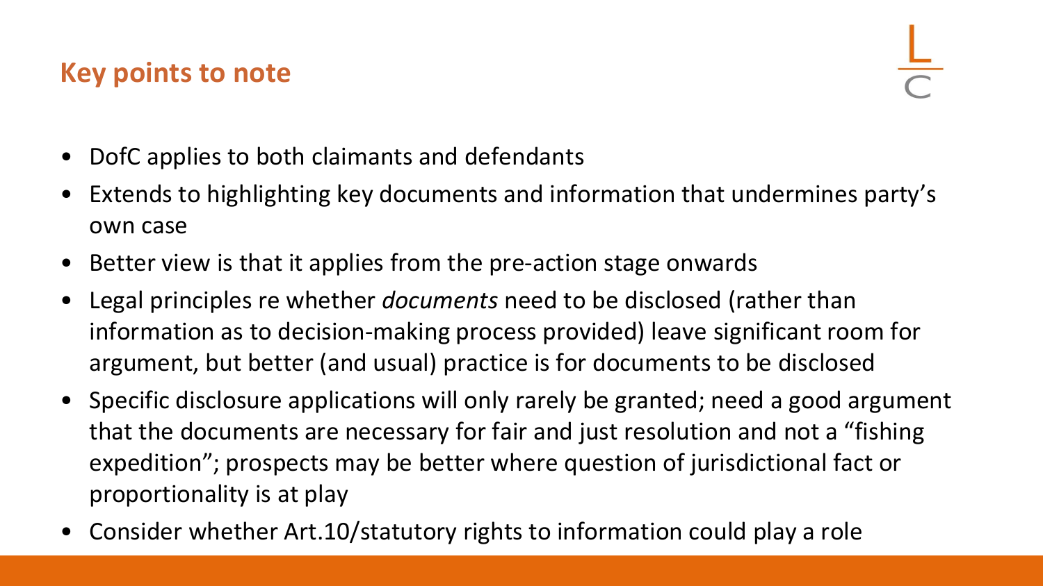## Key points to note

- DofC applies to both claimants and defendants
- Extends to highlighting key documents and information that undermines party's own case
- Better view is that it applies from the pre-action stage onwards
- Legal principles re whether *documents* need to be disclosed (rather than information as to decision-making process provided) leave significant room for argument, but better (and usual) practice is for documents to be disclosed
- Specific disclosure applications will only rarely be granted; need a good argument that the documents are necessary for fair and just resolution and not a "fishing expedition"; prospects may be better where question of jurisdictional fact or proportionality is at play
- Consider whether Art.10/statutory rights to information could play a role